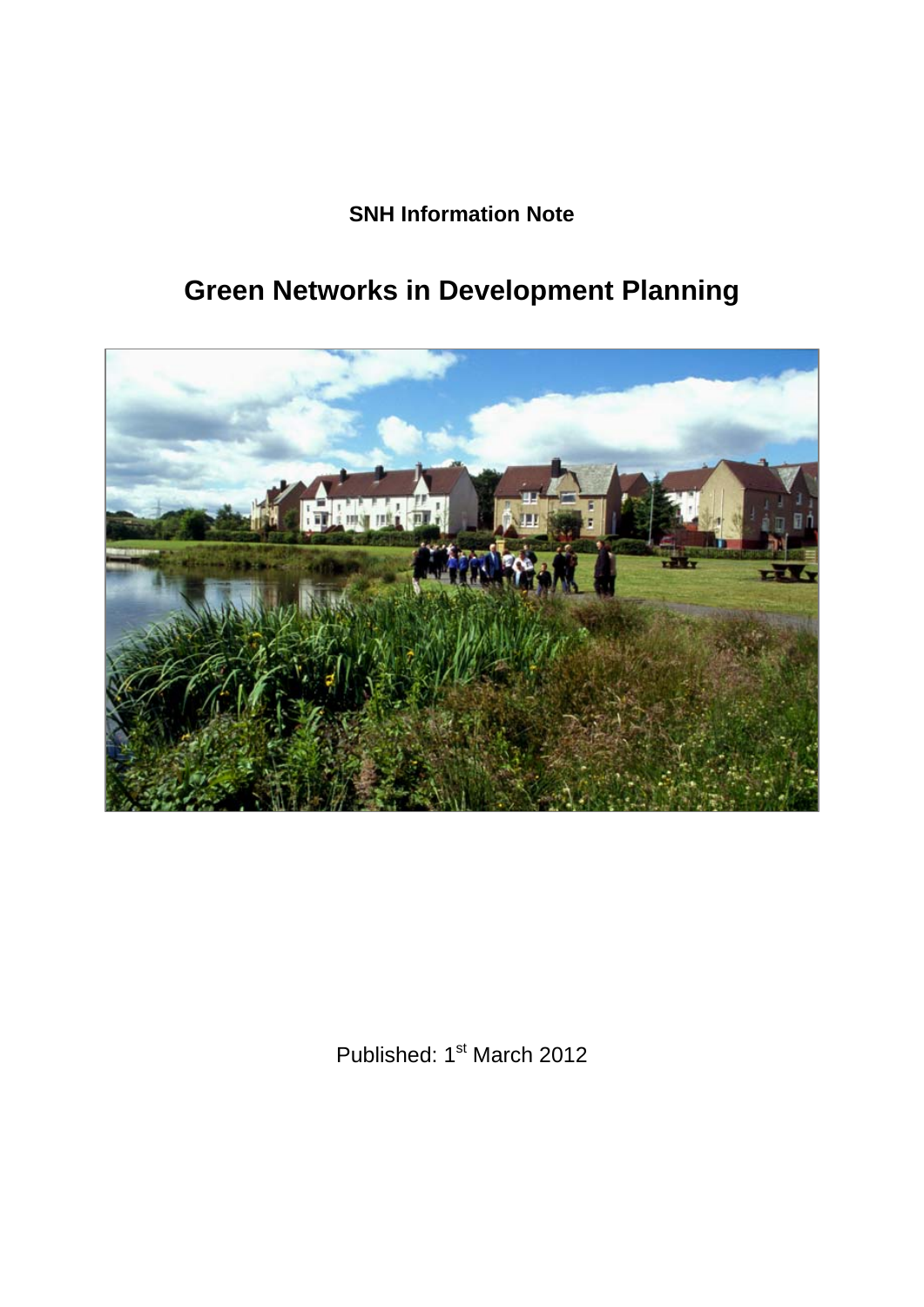**SNH Information Note**

# Green Networks in Development Planning

Published: 1st March 2012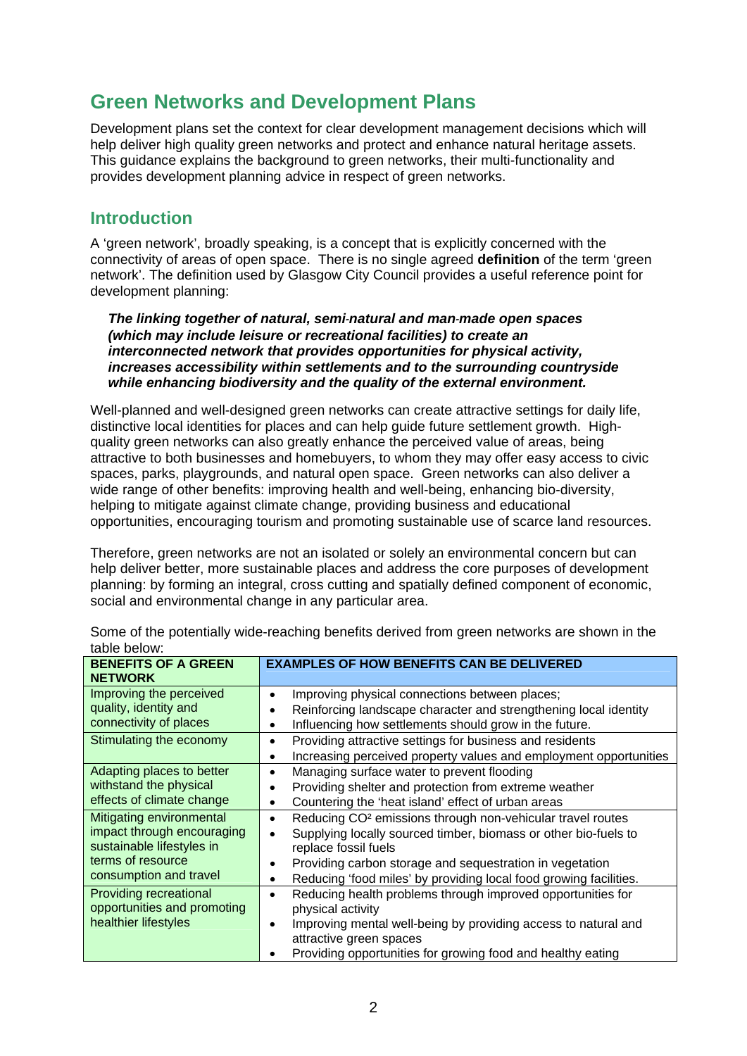# Green Networks and Development Plans

Development plans set the context for clear development management decisions which will help deliver high quality green networks and protect and enhance natural heritage assets. This guidance explains the background to green networks, their multi-functionality and provides development planning advice in respect of green networks.

## Introduction

A 'green network', broadly speaking, is a concept that is explicitly concerned with the connectivity of areas of open space. There is no single agreed **definition** of the term 'green network'. The definition used by Glasgow City Council provides a useful reference point for development planning:

> ***The linking together of natural, semi-natural and man-made open spaces (which may include leisure or recreational facilities) to create an interconnected network that provides opportunities for physical activity, increases accessibility within settlements and to the surrounding countryside while enhancing biodiversity and the quality of the external environment.***

Well-planned and well-designed green networks can create attractive settings for daily life, distinctive local identities for places and can help guide future settlement growth. High-quality green networks can also greatly enhance the perceived value of areas, being attractive to both businesses and homebuyers, to whom they may offer easy access to civic spaces, parks, playgrounds, and natural open space. Green networks can also deliver a wide range of other benefits: improving health and well-being, enhancing bio-diversity, helping to mitigate against climate change, providing business and educational opportunities, encouraging tourism and promoting sustainable use of scarce land resources.

Therefore, green networks are not an isolated or solely an environmental concern but can help deliver better, more sustainable places and address the core purposes of development planning: by forming an integral, cross cutting and spatially defined component of economic, social and environmental change in any particular area.

Some of the potentially wide-reaching benefits derived from green networks are shown in the table below:

| BENEFITS OF A GREEN NETWORK | EXAMPLES OF HOW BENEFITS CAN BE DELIVERED |
|---|---|
| Improving the perceived quality, identity and connectivity of places | • Improving physical connections between places;<br>• Reinforcing landscape character and strengthening local identity<br>• Influencing how settlements should grow in the future. |
| Stimulating the economy | • Providing attractive settings for business and residents<br>• Increasing perceived property values and employment opportunities |
| Adapting places to better withstand the physical effects of climate change | • Managing surface water to prevent flooding<br>• Providing shelter and protection from extreme weather<br>• Countering the 'heat island' effect of urban areas |
| Mitigating environmental impact through encouraging sustainable lifestyles in terms of resource consumption and travel | • Reducing $CO^2$ emissions through non-vehicular travel routes<br>• Supplying locally sourced timber, biomass or other bio-fuels to replace fossil fuels<br>• Providing carbon storage and sequestration in vegetation<br>• Reducing 'food miles' by providing local food growing facilities. |
| Providing recreational opportunities and promoting healthier lifestyles | • Reducing health problems through improved opportunities for physical activity<br>• Improving mental well-being by providing access to natural and attractive green spaces<br>• Providing opportunities for growing food and healthy eating |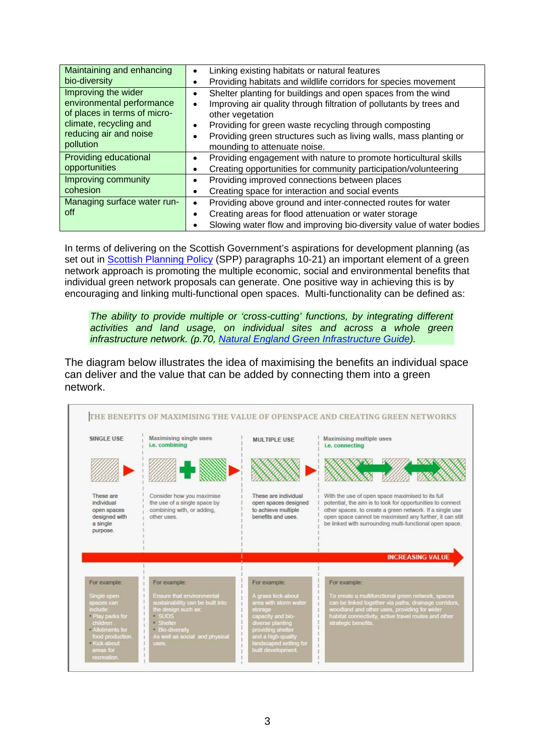| | |
|---|---|
| Maintaining and enhancing bio-diversity | • Linking existing habitats or natural features<br>• Providing habitats and wildlife corridors for species movement |
| Improving the wider environmental performance of places in terms of micro-climate, recycling and reducing air and noise pollution | • Shelter planting for buildings and open spaces from the wind<br>• Improving air quality through filtration of pollutants by trees and other vegetation<br>• Providing for green waste recycling through composting<br>• Providing green structures such as living walls, mass planting or mounding to attenuate noise. |
| Providing educational opportunities | • Providing engagement with nature to promote horticultural skills<br>• Creating opportunities for community participation/volunteering |
| Improving community cohesion | • Providing improved connections between places<br>• Creating space for interaction and social events |
| Managing surface water run-off | • Providing above ground and inter-connected routes for water<br>• Creating areas for flood attenuation or water storage<br>• Slowing water flow and improving bio-diversity value of water bodies |

In terms of delivering on the Scottish Government's aspirations for development planning (as set out in Scottish Planning Policy (SPP) paragraphs 10-21) an important element of a green network approach is promoting the multiple economic, social and environmental benefits that individual green network proposals can generate. One positive way in achieving this is by encouraging and linking multi-functional open spaces. Multi-functionality can be defined as:

> *The ability to provide multiple or 'cross-cutting' functions, by integrating different activities and land usage, on individual sites and across a whole green infrastructure network. (p.70, Natural England Green Infrastructure Guide).*

The diagram below illustrates the idea of maximising the benefits an individual space can deliver and the value that can be added by connecting them into a green network.

**THE BENEFITS OF MAXIMISING THE VALUE OF OPENSPACE AND CREATING GREEN NETWORKS**

| SINGLE USE | Maximising single uses i.e. combining | MULTIPLE USE | Maximising multiple uses i.e. connecting |
|---|---|---|---|
| These are individual open spaces designed with a single purpose. | Consider how you maximise the use of a single space by combining with, or adding, other uses. | These are individual open spaces designed to achieve multiple benefits and uses. | With the use of open space maximised to its full potential, the aim is to look for opportunities to connect other spaces. to create a green network. If a single use open space cannot be maximised any further, it can still be linked with surrounding multi-functional open space. |
| For example: Single open spaces can include: • Play parks for children . • Allotments for food production. • Kick-about areas for recreation. | For example: Ensure that environmental sustainability can be built into the design such as: • SUDS • Shelter • Bio-diversity As well as social and physical uses. | For example: A grass kick-about area with storm water storage capacity and bio-diverse planting providing shelter and a high-quality landscaped setting for built development. | For example: To create a multifunctional green network, spaces can be linked together via paths, drainage corridors, woodland and other uses, providing for wider habitat connectivity, active travel routes and other strategic benefits. |

INCREASING VALUE →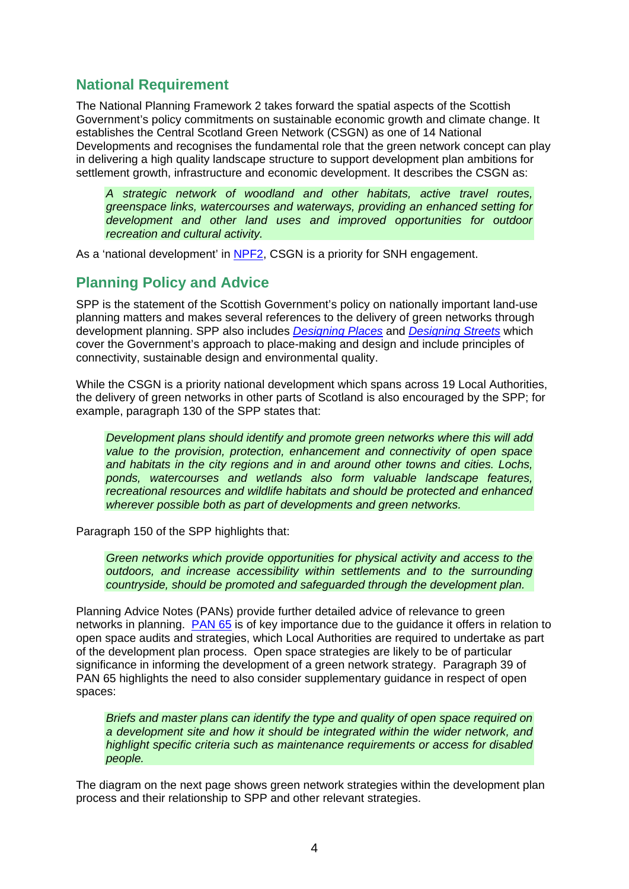## National Requirement

The National Planning Framework 2 takes forward the spatial aspects of the Scottish Government's policy commitments on sustainable economic growth and climate change. It establishes the Central Scotland Green Network (CSGN) as one of 14 National Developments and recognises the fundamental role that the green network concept can play in delivering a high quality landscape structure to support development plan ambitions for settlement growth, infrastructure and economic development. It describes the CSGN as:

> *A strategic network of woodland and other habitats, active travel routes, greenspace links, watercourses and waterways, providing an enhanced setting for development and other land uses and improved opportunities for outdoor recreation and cultural activity.*

As a 'national development' in NPF2, CSGN is a priority for SNH engagement.

## Planning Policy and Advice

SPP is the statement of the Scottish Government's policy on nationally important land-use planning matters and makes several references to the delivery of green networks through development planning. SPP also includes *Designing Places* and *Designing Streets* which cover the Government's approach to place-making and design and include principles of connectivity, sustainable design and environmental quality.

While the CSGN is a priority national development which spans across 19 Local Authorities, the delivery of green networks in other parts of Scotland is also encouraged by the SPP; for example, paragraph 130 of the SPP states that:

> *Development plans should identify and promote green networks where this will add value to the provision, protection, enhancement and connectivity of open space and habitats in the city regions and in and around other towns and cities. Lochs, ponds, watercourses and wetlands also form valuable landscape features, recreational resources and wildlife habitats and should be protected and enhanced wherever possible both as part of developments and green networks.*

Paragraph 150 of the SPP highlights that:

> *Green networks which provide opportunities for physical activity and access to the outdoors, and increase accessibility within settlements and to the surrounding countryside, should be promoted and safeguarded through the development plan.*

Planning Advice Notes (PANs) provide further detailed advice of relevance to green networks in planning. PAN 65 is of key importance due to the guidance it offers in relation to open space audits and strategies, which Local Authorities are required to undertake as part of the development plan process. Open space strategies are likely to be of particular significance in informing the development of a green network strategy. Paragraph 39 of PAN 65 highlights the need to also consider supplementary guidance in respect of open spaces:

> *Briefs and master plans can identify the type and quality of open space required on a development site and how it should be integrated within the wider network, and highlight specific criteria such as maintenance requirements or access for disabled people.*

The diagram on the next page shows green network strategies within the development plan process and their relationship to SPP and other relevant strategies.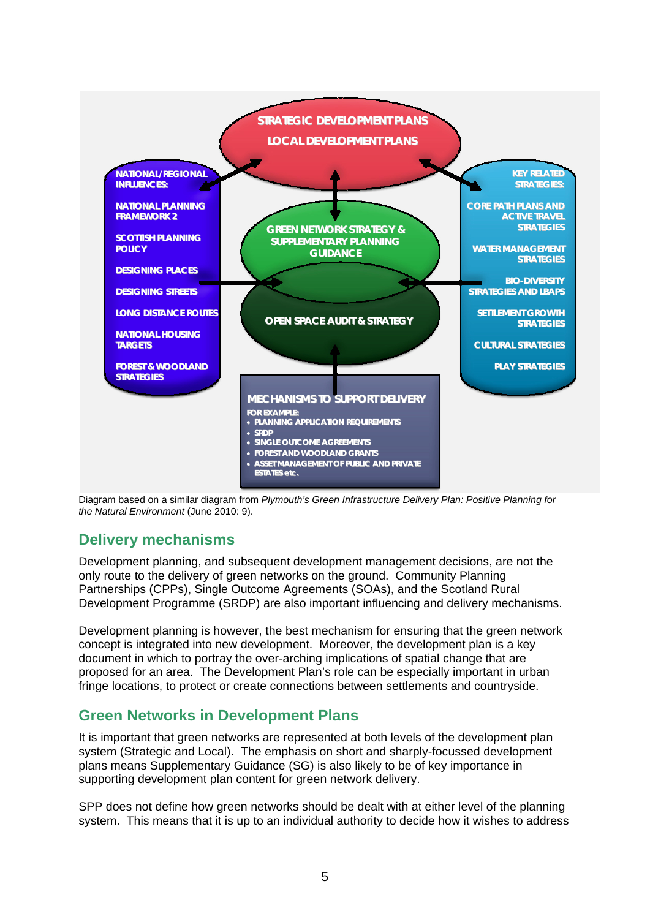**STRATEGIC DEVELOPMENT PLANS**
**LOCAL DEVELOPMENT PLANS**

**NATIONAL/REGIONAL INFLUENCES:**

- NATIONAL PLANNING FRAMEWORK 2
- SCOTTISH PLANNING POLICY
- DESIGNING PLACES
- DESIGNING STREETS
- LONG DISTANCE ROUTES
- NATIONAL HOUSING TARGETS
- FOREST & WOODLAND STRATEGIES

**GREEN NETWORK STRATEGY & SUPPLEMENTARY PLANNING GUIDANCE**

**OPEN SPACE AUDIT & STRATEGY**

**KEY RELATED STRATEGIES:**

- CORE PATH PLANS AND ACTIVE TRAVEL STRATEGIES
- WATER MANAGEMENT STRATEGIES
- BIO-DIVERSITY STRATEGIES AND LBAPS
- SETTLEMENT GROWTH STRATEGIES
- CULTURAL STRATEGIES
- PLAY STRATEGIES

**MECHANISMS TO SUPPORT DELIVERY**

FOR EXAMPLE:

- PLANNING APPLICATION REQUIREMENTS
- SRDP
- SINGLE OUTCOME AGREEMENTS
- FOREST AND WOODLAND GRANTS
- ASSET MANAGEMENT OF PUBLIC AND PRIVATE ESTATES etc.

Diagram based on a similar diagram from *Plymouth's Green Infrastructure Delivery Plan: Positive Planning for the Natural Environment* (June 2010: 9).

## Delivery mechanisms

Development planning, and subsequent development management decisions, are not the only route to the delivery of green networks on the ground. Community Planning Partnerships (CPPs), Single Outcome Agreements (SOAs), and the Scotland Rural Development Programme (SRDP) are also important influencing and delivery mechanisms.

Development planning is however, the best mechanism for ensuring that the green network concept is integrated into new development. Moreover, the development plan is a key document in which to portray the over-arching implications of spatial change that are proposed for an area. The Development Plan's role can be especially important in urban fringe locations, to protect or create connections between settlements and countryside.

## Green Networks in Development Plans

It is important that green networks are represented at both levels of the development plan system (Strategic and Local). The emphasis on short and sharply-focussed development plans means Supplementary Guidance (SG) is also likely to be of key importance in supporting development plan content for green network delivery.

SPP does not define how green networks should be dealt with at either level of the planning system. This means that it is up to an individual authority to decide how it wishes to address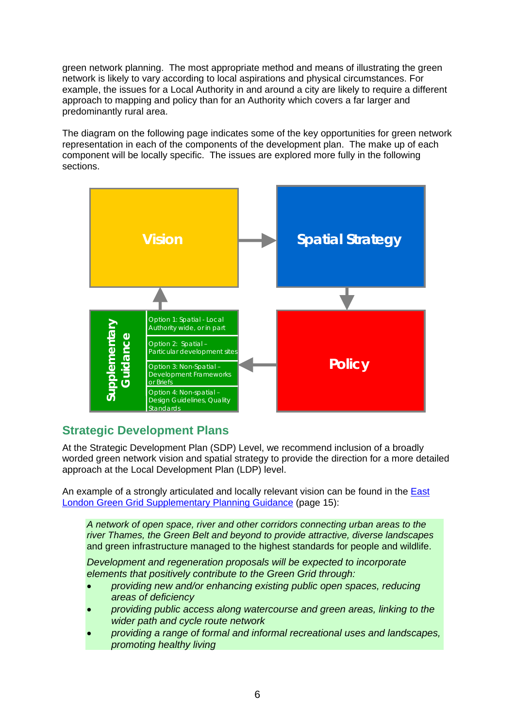green network planning. The most appropriate method and means of illustrating the green network is likely to vary according to local aspirations and physical circumstances. For example, the issues for a Local Authority in and around a city are likely to require a different approach to mapping and policy than for an Authority which covers a far larger and predominantly rural area.

The diagram on the following page indicates some of the key opportunities for green network representation in each of the components of the development plan. The make up of each component will be locally specific. The issues are explored more fully in the following sections.

Vision → Spatial Strategy → Policy → Supplementary Guidance → Vision

**Supplementary Guidance**

- Option 1: Spatial - Local Authority wide, or in part
- Option 2: Spatial – Particular development sites
- Option 3: Non-Spatial – Development Frameworks or Briefs
- Option 4: Non-spatial – Design Guidelines, Quality Standards

## Strategic Development Plans

At the Strategic Development Plan (SDP) Level, we recommend inclusion of a broadly worded green network vision and spatial strategy to provide the direction for a more detailed approach at the Local Development Plan (LDP) level.

An example of a strongly articulated and locally relevant vision can be found in the East London Green Grid Supplementary Planning Guidance (page 15):

> *A network of open space, river and other corridors connecting urban areas to the river Thames, the Green Belt and beyond to provide attractive, diverse landscapes and green infrastructure managed to the highest standards for people and wildlife.*
>
> *Development and regeneration proposals will be expected to incorporate elements that positively contribute to the Green Grid through:*
>
> - *providing new and/or enhancing existing public open spaces, reducing areas of deficiency*
> - *providing public access along watercourse and green areas, linking to the wider path and cycle route network*
> - *providing a range of formal and informal recreational uses and landscapes, promoting healthy living*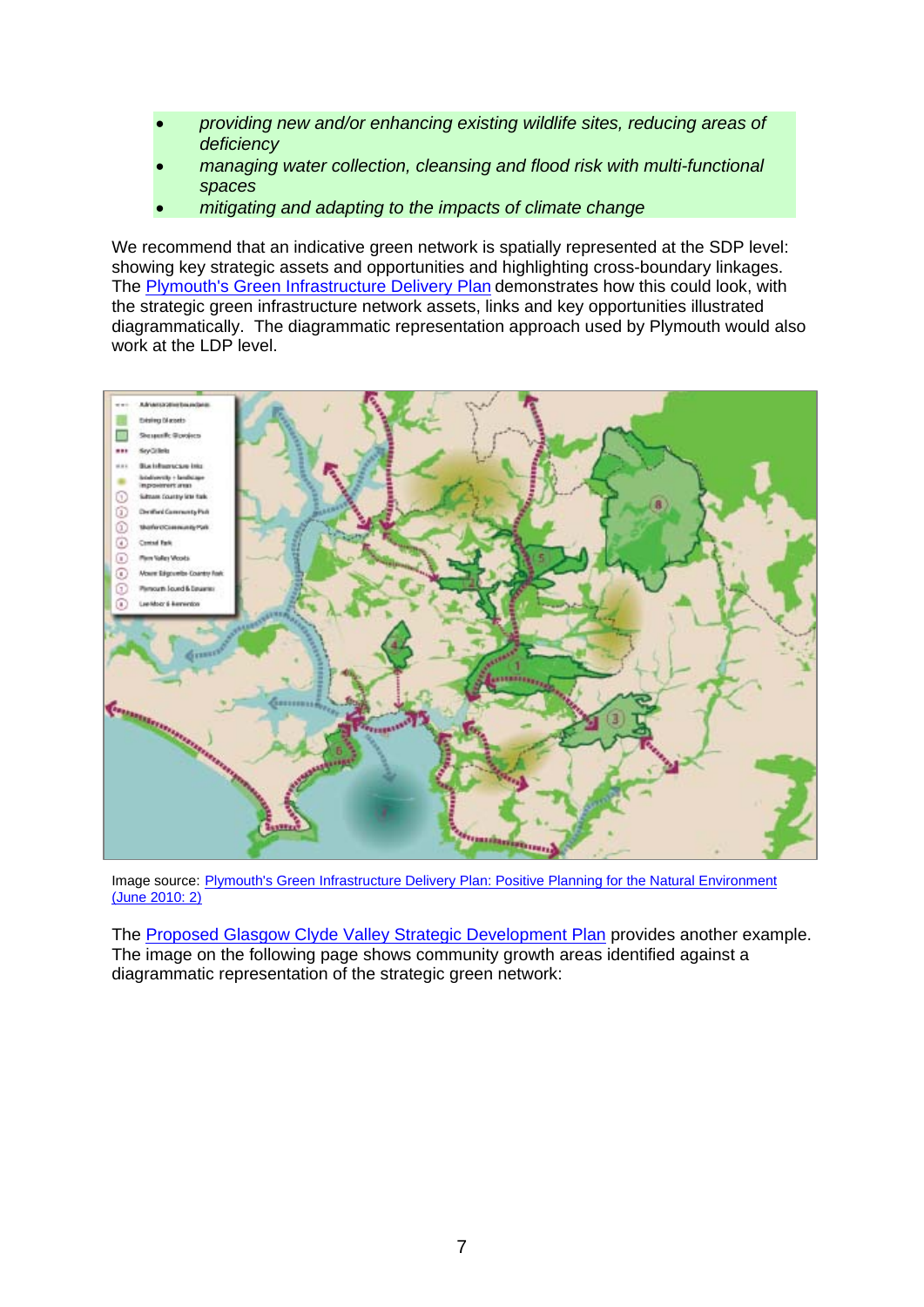- *providing new and/or enhancing existing wildlife sites, reducing areas of deficiency*
- *managing water collection, cleansing and flood risk with multi-functional spaces*
- *mitigating and adapting to the impacts of climate change*

We recommend that an indicative green network is spatially represented at the SDP level: showing key strategic assets and opportunities and highlighting cross-boundary linkages. The Plymouth's Green Infrastructure Delivery Plan demonstrates how this could look, with the strategic green infrastructure network assets, links and key opportunities illustrated diagrammatically. The diagrammatic representation approach used by Plymouth would also work at the LDP level.

Image source: Plymouth's Green Infrastructure Delivery Plan: Positive Planning for the Natural Environment (June 2010: 2)

The Proposed Glasgow Clyde Valley Strategic Development Plan provides another example. The image on the following page shows community growth areas identified against a diagrammatic representation of the strategic green network: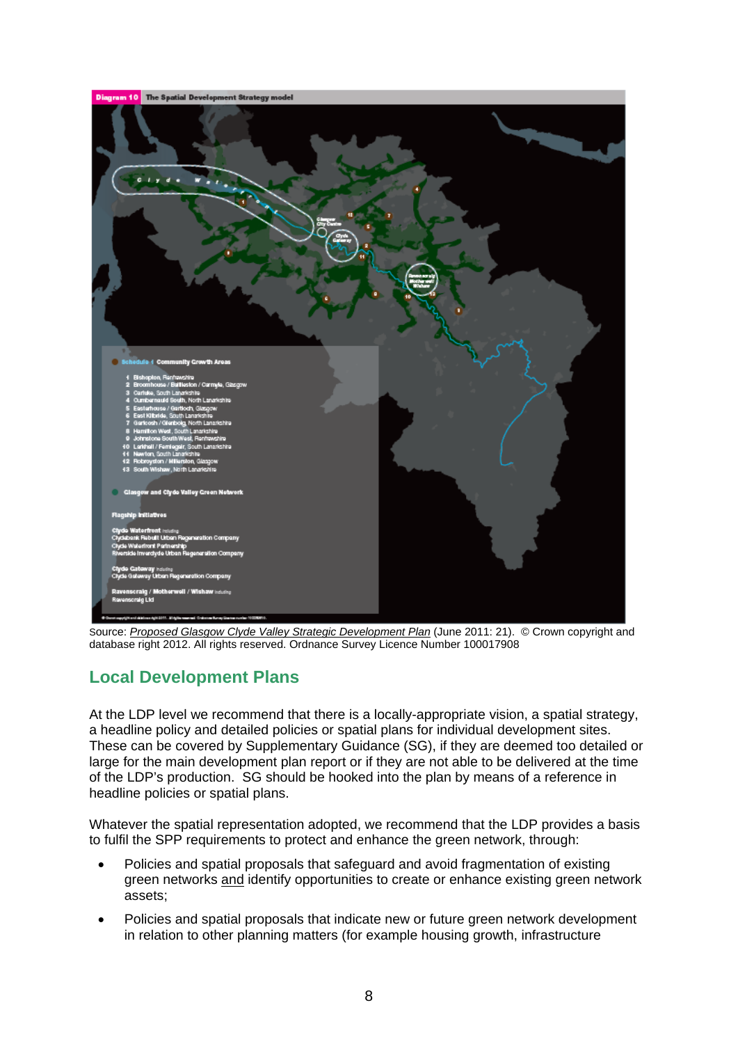**Diagram 10** The Spatial Development Strategy model

**Schedule 1 Community Growth Areas**

1. Bishopton, Renfrewshire
2. Broomhouse / Baillieston / Carmyle, Glasgow
3. Carluke, South Lanarkshire
4. Cumbernauld South, North Lanarkshire
5. Easterhouse / Gartloch, Glasgow
6. East Kilbride, South Lanarkshire
7. Gartcosh / Glenboig, North Lanarkshire
8. Hamilton West, South Lanarkshire
9. Johnstone South West, Renfrewshire
10. Larkhall / Ferniegair, South Lanarkshire
11. Newton, South Lanarkshire
12. Robroyston / Millerston, Glasgow
13. South Wishaw, North Lanarkshire

Glasgow and Clyde Valley Green Network

**Flagship Initiatives**

**Clyde Waterfront** including
Clydebank Rebuilt Urban Regeneration Company
Clyde Waterfront Partnership
Riverside Inverclyde Urban Regeneration Company

**Clyde Gateway** including
Clyde Gateway Urban Regeneration Company

**Ravenscraig / Motherwell / Wishaw** including
Ravenscraig Ltd

Source: *Proposed Glasgow Clyde Valley Strategic Development Plan* (June 2011: 21). © Crown copyright and database right 2012. All rights reserved. Ordnance Survey Licence Number 100017908

## Local Development Plans

At the LDP level we recommend that there is a locally-appropriate vision, a spatial strategy, a headline policy and detailed policies or spatial plans for individual development sites. These can be covered by Supplementary Guidance (SG), if they are deemed too detailed or large for the main development plan report or if they are not able to be delivered at the time of the LDP's production. SG should be hooked into the plan by means of a reference in headline policies or spatial plans.

Whatever the spatial representation adopted, we recommend that the LDP provides a basis to fulfil the SPP requirements to protect and enhance the green network, through:

- Policies and spatial proposals that safeguard and avoid fragmentation of existing green networks and identify opportunities to create or enhance existing green network assets;
- Policies and spatial proposals that indicate new or future green network development in relation to other planning matters (for example housing growth, infrastructure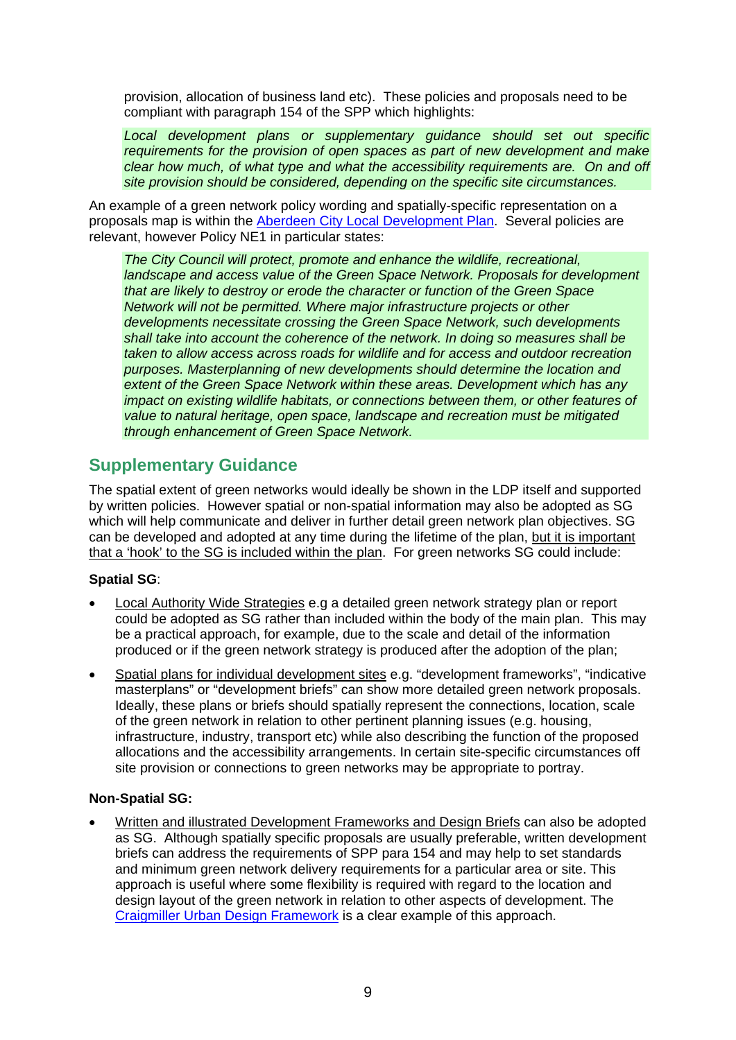provision, allocation of business land etc). These policies and proposals need to be compliant with paragraph 154 of the SPP which highlights:

> *Local development plans or supplementary guidance should set out specific requirements for the provision of open spaces as part of new development and make clear how much, of what type and what the accessibility requirements are. On and off site provision should be considered, depending on the specific site circumstances.*

An example of a green network policy wording and spatially-specific representation on a proposals map is within the Aberdeen City Local Development Plan. Several policies are relevant, however Policy NE1 in particular states:

> *The City Council will protect, promote and enhance the wildlife, recreational, landscape and access value of the Green Space Network. Proposals for development that are likely to destroy or erode the character or function of the Green Space Network will not be permitted. Where major infrastructure projects or other developments necessitate crossing the Green Space Network, such developments shall take into account the coherence of the network. In doing so measures shall be taken to allow access across roads for wildlife and for access and outdoor recreation purposes. Masterplanning of new developments should determine the location and extent of the Green Space Network within these areas. Development which has any impact on existing wildlife habitats, or connections between them, or other features of value to natural heritage, open space, landscape and recreation must be mitigated through enhancement of Green Space Network.*

## Supplementary Guidance

The spatial extent of green networks would ideally be shown in the LDP itself and supported by written policies. However spatial or non-spatial information may also be adopted as SG which will help communicate and deliver in further detail green network plan objectives. SG can be developed and adopted at any time during the lifetime of the plan, but it is important that a 'hook' to the SG is included within the plan. For green networks SG could include:

**Spatial SG**:

- Local Authority Wide Strategies e.g a detailed green network strategy plan or report could be adopted as SG rather than included within the body of the main plan. This may be a practical approach, for example, due to the scale and detail of the information produced or if the green network strategy is produced after the adoption of the plan;
- Spatial plans for individual development sites e.g. "development frameworks", "indicative masterplans" or "development briefs" can show more detailed green network proposals. Ideally, these plans or briefs should spatially represent the connections, location, scale of the green network in relation to other pertinent planning issues (e.g. housing, infrastructure, industry, transport etc) while also describing the function of the proposed allocations and the accessibility arrangements. In certain site-specific circumstances off site provision or connections to green networks may be appropriate to portray.

**Non-Spatial SG:**

- Written and illustrated Development Frameworks and Design Briefs can also be adopted as SG. Although spatially specific proposals are usually preferable, written development briefs can address the requirements of SPP para 154 and may help to set standards and minimum green network delivery requirements for a particular area or site. This approach is useful where some flexibility is required with regard to the location and design layout of the green network in relation to other aspects of development. The Craigmiller Urban Design Framework is a clear example of this approach.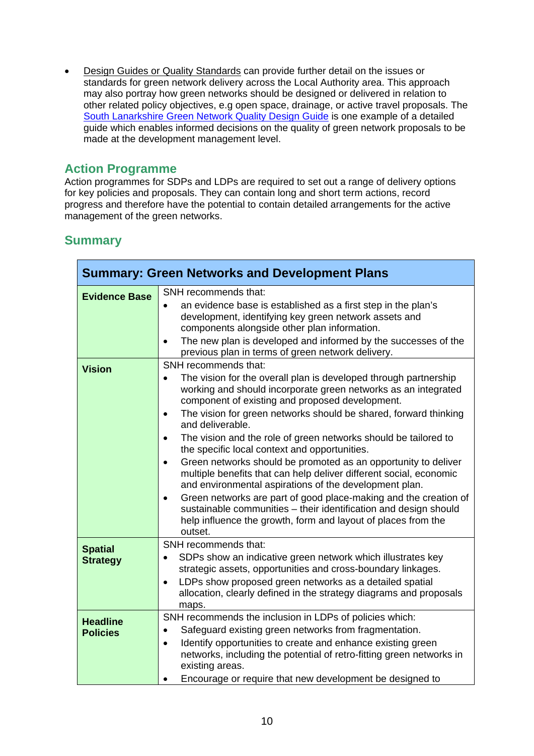- Design Guides or Quality Standards can provide further detail on the issues or standards for green network delivery across the Local Authority area. This approach may also portray how green networks should be designed or delivered in relation to other related policy objectives, e.g open space, drainage, or active travel proposals. The South Lanarkshire Green Network Quality Design Guide is one example of a detailed guide which enables informed decisions on the quality of green network proposals to be made at the development management level.

## Action Programme

Action programmes for SDPs and LDPs are required to set out a range of delivery options for key policies and proposals. They can contain long and short term actions, record progress and therefore have the potential to contain detailed arrangements for the active management of the green networks.

## Summary

| **Summary: Green Networks and Development Plans** | |
|---|---|
| **Evidence Base** | SNH recommends that:<br>• an evidence base is established as a first step in the plan's development, identifying key green network assets and components alongside other plan information.<br>• The new plan is developed and informed by the successes of the previous plan in terms of green network delivery. |
| **Vision** | SNH recommends that:<br>• The vision for the overall plan is developed through partnership working and should incorporate green networks as an integrated component of existing and proposed development.<br>• The vision for green networks should be shared, forward thinking and deliverable.<br>• The vision and the role of green networks should be tailored to the specific local context and opportunities.<br>• Green networks should be promoted as an opportunity to deliver multiple benefits that can help deliver different social, economic and environmental aspirations of the development plan.<br>• Green networks are part of good place-making and the creation of sustainable communities – their identification and design should help influence the growth, form and layout of places from the outset. |
| **Spatial Strategy** | SNH recommends that:<br>• SDPs show an indicative green network which illustrates key strategic assets, opportunities and cross-boundary linkages.<br>• LDPs show proposed green networks as a detailed spatial allocation, clearly defined in the strategy diagrams and proposals maps. |
| **Headline Policies** | SNH recommends the inclusion in LDPs of policies which:<br>• Safeguard existing green networks from fragmentation.<br>• Identify opportunities to create and enhance existing green networks, including the potential of retro-fitting green networks in existing areas.<br>• Encourage or require that new development be designed to |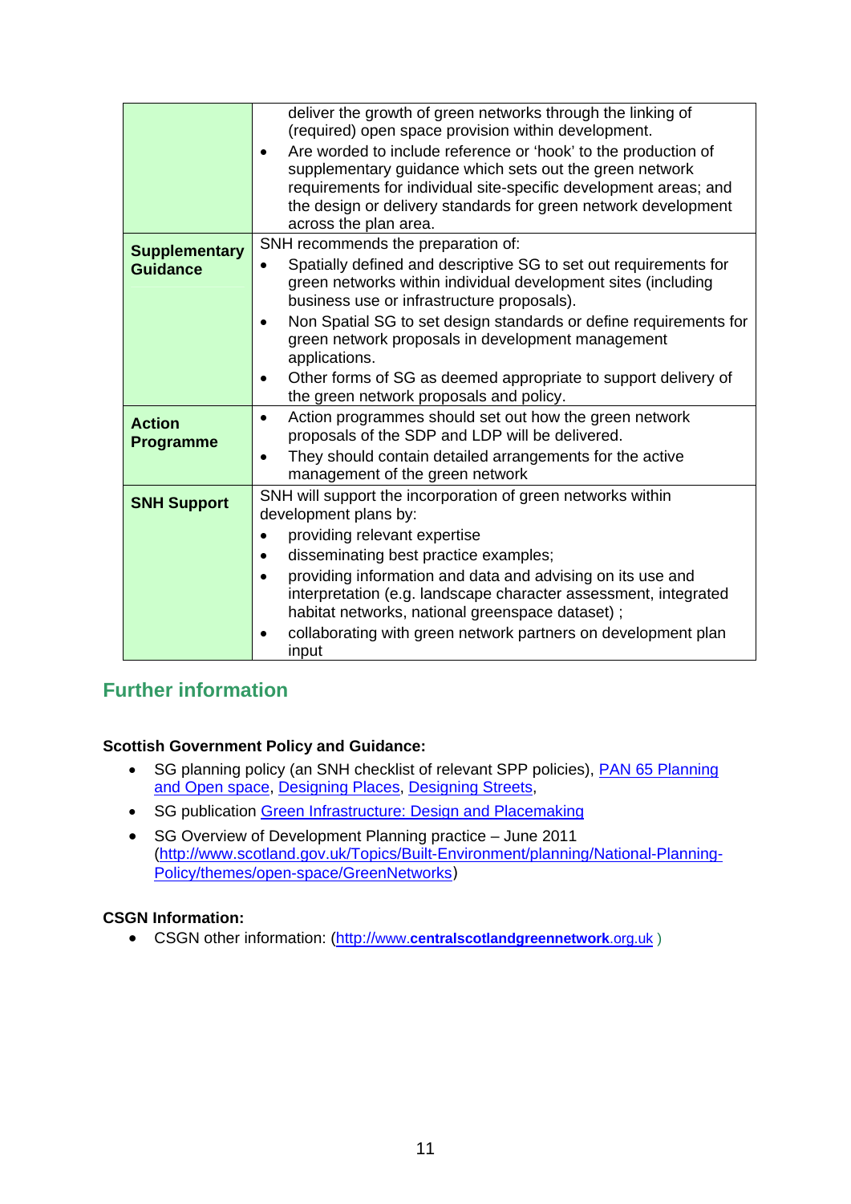| | |
|---|---|
| | deliver the growth of green networks through the linking of (required) open space provision within development.<br>• Are worded to include reference or 'hook' to the production of supplementary guidance which sets out the green network requirements for individual site-specific development areas; and the design or delivery standards for green network development across the plan area. |
| **Supplementary Guidance** | SNH recommends the preparation of:<br>• Spatially defined and descriptive SG to set out requirements for green networks within individual development sites (including business use or infrastructure proposals).<br>• Non Spatial SG to set design standards or define requirements for green network proposals in development management applications.<br>• Other forms of SG as deemed appropriate to support delivery of the green network proposals and policy. |
| **Action Programme** | • Action programmes should set out how the green network proposals of the SDP and LDP will be delivered.<br>• They should contain detailed arrangements for the active management of the green network |
| **SNH Support** | SNH will support the incorporation of green networks within development plans by:<br>• providing relevant expertise<br>• disseminating best practice examples;<br>• providing information and data and advising on its use and interpretation (e.g. landscape character assessment, integrated habitat networks, national greenspace dataset) ;<br>• collaborating with green network partners on development plan input |

## Further information

**Scottish Government Policy and Guidance:**

- SG planning policy (an SNH checklist of relevant SPP policies), PAN 65 Planning and Open space, Designing Places, Designing Streets,
- SG publication Green Infrastructure: Design and Placemaking
- SG Overview of Development Planning practice – June 2011 (http://www.scotland.gov.uk/Topics/Built-Environment/planning/National-Planning-Policy/themes/open-space/GreenNetworks)

**CSGN Information:**

- CSGN other information: (http://www.centralscotlandgreennetwork.org.uk )